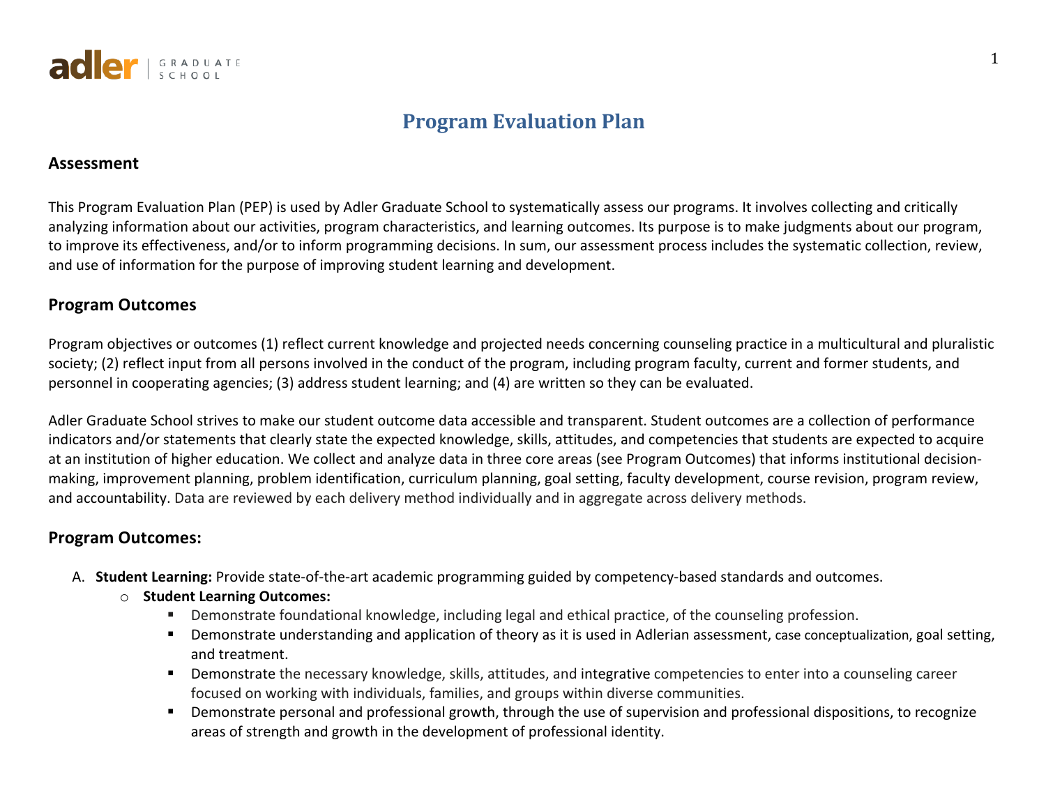# Program Evaluation Plan

## Assessment

This Program Evaluation Plan (PEP) is used by Adler Graduate School to systematically assess our programs. It involves collecting and critically analyzing information about our activities, program characteristics, and learning outcomes. Its purpose is to make judgments about our program, to improve its effectiveness, and/or to inform programming decisions. In sum, our assessment process includes the systematic collection, review, and use of information for the purpose of improving student learning and development.

## Program Outcomes

Program objectives or outcomes (1) reflect current knowledge and projected needs concerning counseling practice in a multicultural and pluralistic society; (2) reflect input from all persons involved in the conduct of the program, including program faculty, current and former students, and personnel in cooperating agencies; (3) address student learning; and (4) are written so they can be evaluated.

Adler Graduate School strives to make our student outcome data accessible and transparent. Student outcomes are a collection of performance indicators and/or statements that clearly state the expected knowledge, skills, attitudes, and competencies that students are expected to acquire at an institution of higher education. We collect and analyze data in three core areas (see Program Outcomes) that informs institutional decision-making, improvement planning, problem identification, curriculum planning, goal setting, faculty development, course revision, program review, and accountability. Data are reviewed by each delivery method individually and in aggregate across delivery methods.

## Program Outcomes:

A. **Student Learning:** Provide state-of-the-art academic programming guided by competency-based standards and outcomes.
   - **Student Learning Outcomes:**
     - Demonstrate foundational knowledge, including legal and ethical practice, of the counseling profession.
     - Demonstrate understanding and application of theory as it is used in Adlerian assessment, case conceptualization, goal setting, and treatment.
     - Demonstrate the necessary knowledge, skills, attitudes, and integrative competencies to enter into a counseling career focused on working with individuals, families, and groups within diverse communities.
     - Demonstrate personal and professional growth, through the use of supervision and professional dispositions, to recognize areas of strength and growth in the development of professional identity.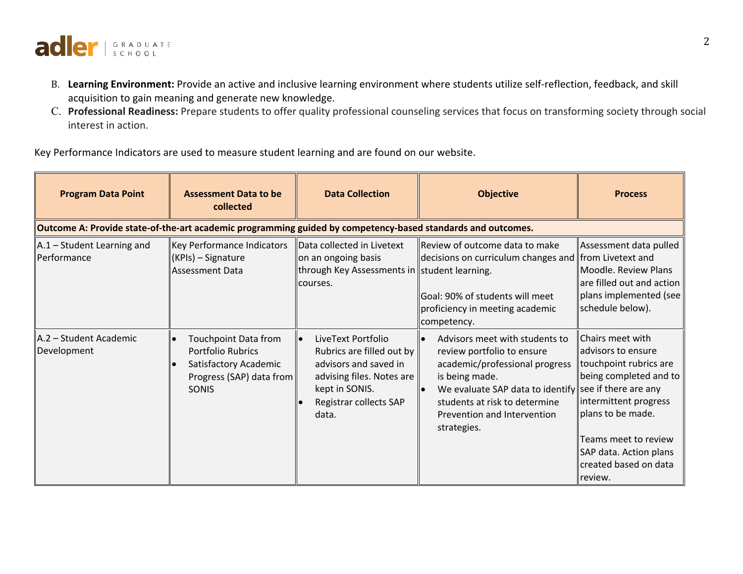B. **Learning Environment:** Provide an active and inclusive learning environment where students utilize self-reflection, feedback, and skill acquisition to gain meaning and generate new knowledge.

C. **Professional Readiness:** Prepare students to offer quality professional counseling services that focus on transforming society through social interest in action.

Key Performance Indicators are used to measure student learning and are found on our website.

| Program Data Point | Assessment Data to be collected | Data Collection | Objective | Process |
|---|---|---|---|---|
| **Outcome A: Provide state-of-the-art academic programming guided by competency-based standards and outcomes.** | | | | |
| A.1 – Student Learning and Performance | Key Performance Indicators (KPIs) – Signature Assessment Data | Data collected in Livetext on an ongoing basis through Key Assessments in courses. | Review of outcome data to make decisions on curriculum changes and student learning.<br><br>Goal: 90% of students will meet proficiency in meeting academic competency. | Assessment data pulled from Livetext and Moodle. Review Plans are filled out and action plans implemented (see schedule below). |
| A.2 – Student Academic Development | • Touchpoint Data from Portfolio Rubrics<br>• Satisfactory Academic Progress (SAP) data from SONIS | • LiveText Portfolio Rubrics are filled out by advisors and saved in advising files. Notes are kept in SONIS.<br>• Registrar collects SAP data. | • Advisors meet with students to review portfolio to ensure academic/professional progress is being made.<br>• We evaluate SAP data to identify students at risk to determine Prevention and Intervention strategies. | Chairs meet with advisors to ensure touchpoint rubrics are being completed and to see if there are any intermittent progress plans to be made.<br><br>Teams meet to review SAP data. Action plans created based on data review. |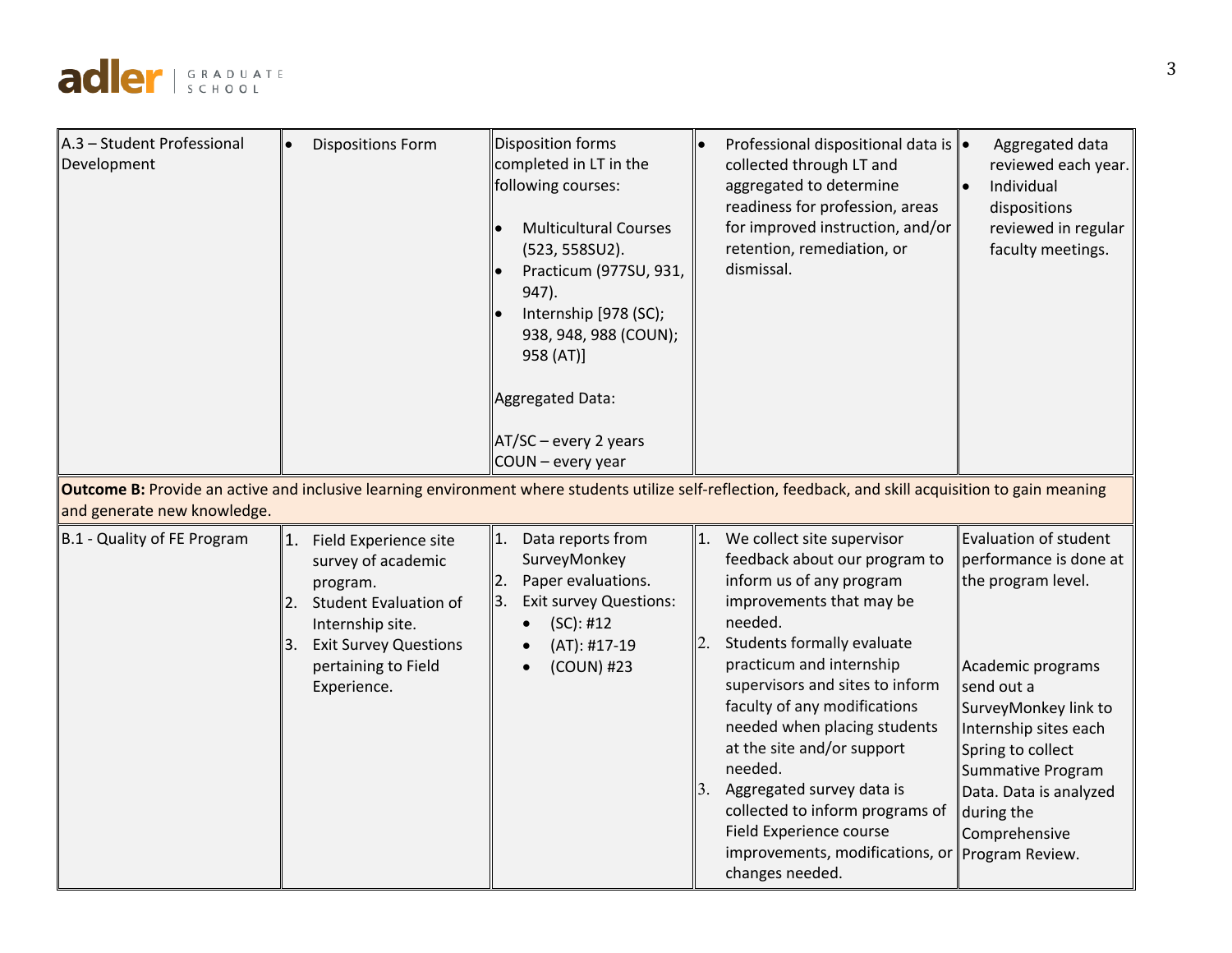| | | | | |
|---|---|---|---|---|
| A.3 – Student Professional Development | • Dispositions Form | Disposition forms completed in LT in the following courses:<br><br>• Multicultural Courses (523, 558SU2).<br>• Practicum (977SU, 931, 947).<br>• Internship [978 (SC); 938, 948, 988 (COUN); 958 (AT)]<br><br>Aggregated Data:<br><br>AT/SC – every 2 years<br>COUN – every year | • Professional dispositional data is collected through LT and aggregated to determine readiness for profession, areas for improved instruction, and/or retention, remediation, or dismissal. | • Aggregated data reviewed each year.<br>• Individual dispositions reviewed in regular faculty meetings. |
| **Outcome B:** Provide an active and inclusive learning environment where students utilize self-reflection, feedback, and skill acquisition to gain meaning and generate new knowledge. | | | | |
| B.1 - Quality of FE Program | 1. Field Experience site survey of academic program.<br>2. Student Evaluation of Internship site.<br>3. Exit Survey Questions pertaining to Field Experience. | 1. Data reports from SurveyMonkey<br>2. Paper evaluations.<br>3. Exit survey Questions:<br>• (SC): #12<br>• (AT): #17-19<br>• (COUN) #23 | 1. We collect site supervisor feedback about our program to inform us of any program improvements that may be needed.<br>2. Students formally evaluate practicum and internship supervisors and sites to inform faculty of any modifications needed when placing students at the site and/or support needed.<br>3. Aggregated survey data is collected to inform programs of Field Experience course improvements, modifications, or changes needed. | Evaluation of student performance is done at the program level.<br><br>Academic programs send out a SurveyMonkey link to Internship sites each Spring to collect Summative Program Data. Data is analyzed during the Comprehensive Program Review. |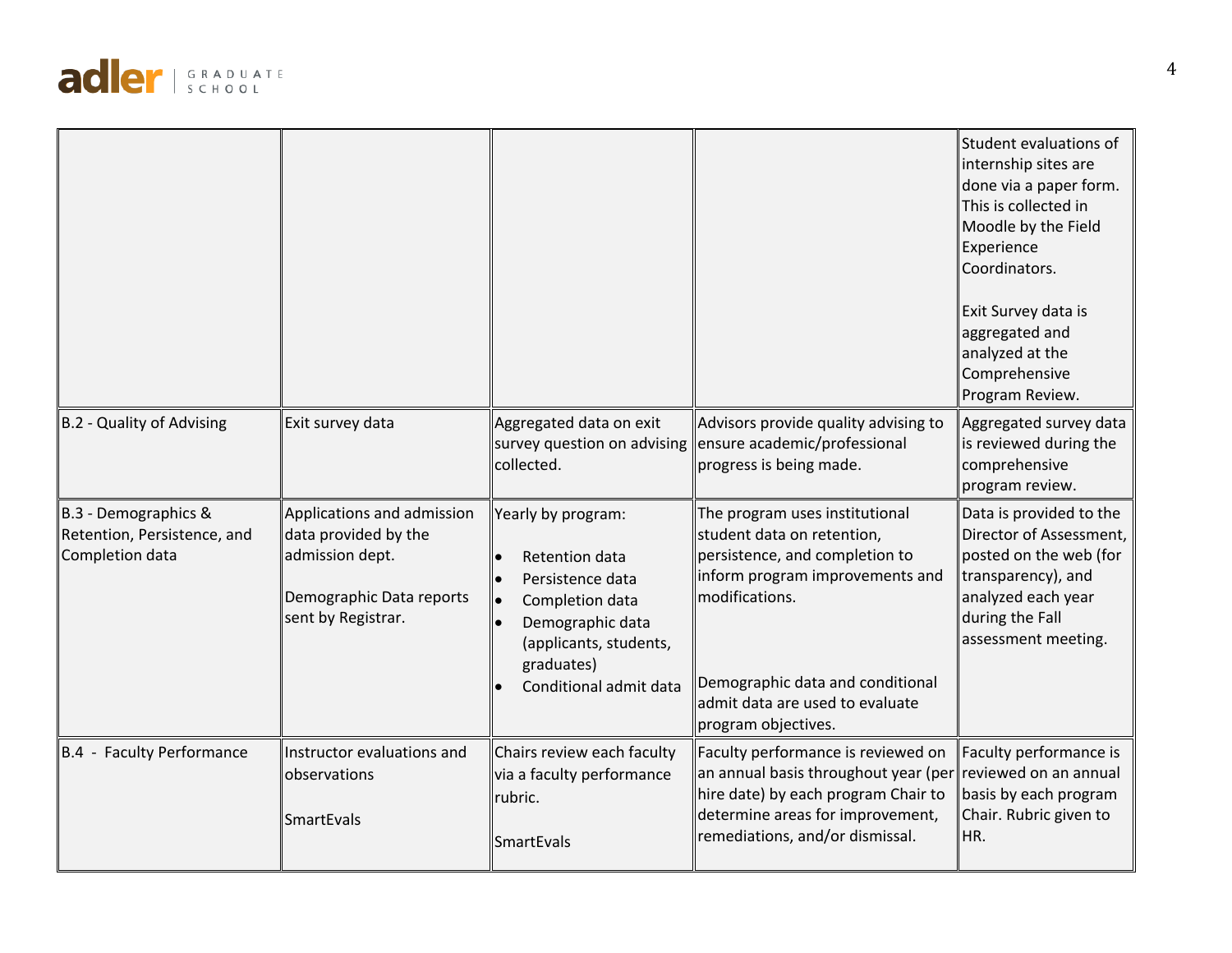| | | | | |
|---|---|---|---|---|
| | | | | Student evaluations of internship sites are done via a paper form. This is collected in Moodle by the Field Experience Coordinators.<br><br>Exit Survey data is aggregated and analyzed at the Comprehensive Program Review. |
| B.2 - Quality of Advising | Exit survey data | Aggregated data on exit survey question on advising collected. | Advisors provide quality advising to ensure academic/professional progress is being made. | Aggregated survey data is reviewed during the comprehensive program review. |
| B.3 - Demographics & Retention, Persistence, and Completion data | Applications and admission data provided by the admission dept.<br><br>Demographic Data reports sent by Registrar. | Yearly by program:<br>• Retention data<br>• Persistence data<br>• Completion data<br>• Demographic data (applicants, students, graduates)<br>• Conditional admit data | The program uses institutional student data on retention, persistence, and completion to inform program improvements and modifications.<br><br>Demographic data and conditional admit data are used to evaluate program objectives. | Data is provided to the Director of Assessment, posted on the web (for transparency), and analyzed each year during the Fall assessment meeting. |
| B.4 - Faculty Performance | Instructor evaluations and observations<br><br>SmartEvals | Chairs review each faculty via a faculty performance rubric.<br><br>SmartEvals | Faculty performance is reviewed on an annual basis throughout year (per hire date) by each program Chair to determine areas for improvement, remediations, and/or dismissal. | Faculty performance is reviewed on an annual basis by each program Chair. Rubric given to HR. |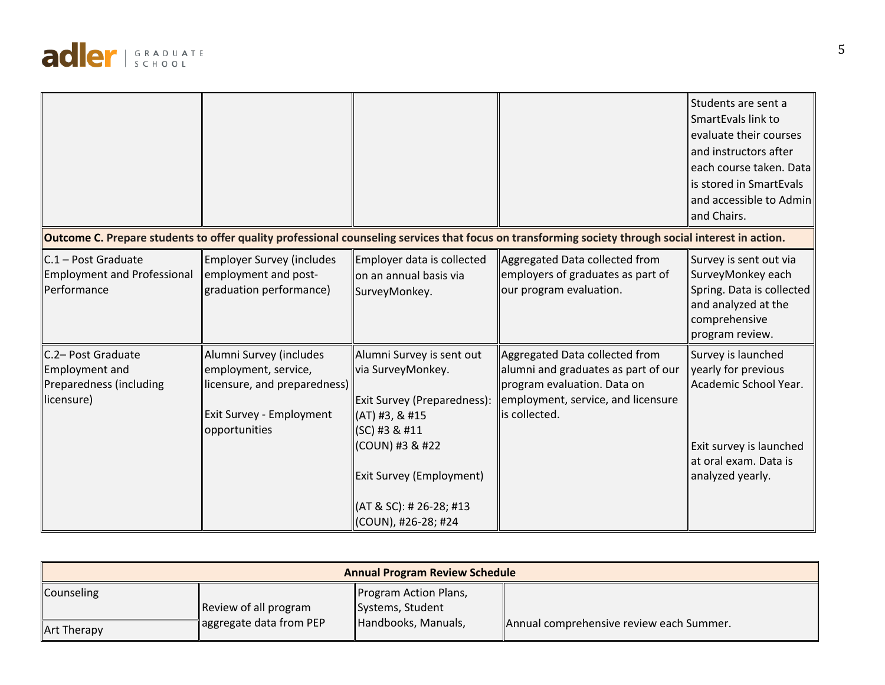| | | | | |
|---|---|---|---|---|
| | | | | Students are sent a SmartEvals link to evaluate their courses and instructors after each course taken. Data is stored in SmartEvals and accessible to Admin and Chairs. |
| **Outcome C. Prepare students to offer quality professional counseling services that focus on transforming society through social interest in action.** | | | | |
| C.1 – Post Graduate Employment and Professional Performance | Employer Survey (includes employment and post-graduation performance) | Employer data is collected on an annual basis via SurveyMonkey. | Aggregated Data collected from employers of graduates as part of our program evaluation. | Survey is sent out via SurveyMonkey each Spring. Data is collected and analyzed at the comprehensive program review. |
| C.2– Post Graduate Employment and Preparedness (including licensure) | Alumni Survey (includes employment, service, licensure, and preparedness)<br><br>Exit Survey - Employment opportunities | Alumni Survey is sent out via SurveyMonkey.<br><br>Exit Survey (Preparedness): (AT) #3, & #15<br>(SC) #3 & #11<br>(COUN) #3 & #22<br><br>Exit Survey (Employment)<br><br>(AT & SC): # 26-28; #13<br>(COUN), #26-28; #24 | Aggregated Data collected from alumni and graduates as part of our program evaluation. Data on employment, service, and licensure is collected. | Survey is launched yearly for previous Academic School Year.<br><br>Exit survey is launched at oral exam. Data is analyzed yearly. |

| **Annual Program Review Schedule** | | | |
|---|---|---|---|
| Counseling | Review of all program aggregate data from PEP | Program Action Plans, Systems, Student Handbooks, Manuals, | Annual comprehensive review each Summer. |
| Art Therapy | | | |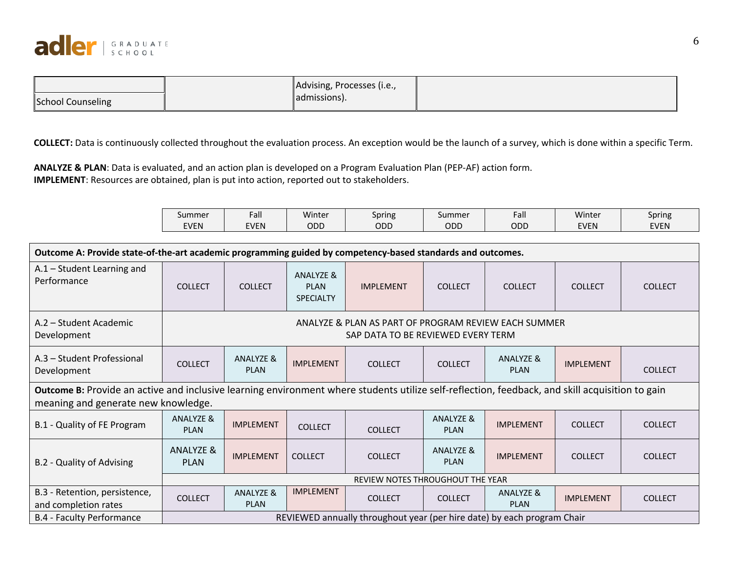| | | | |
|---|---|---|---|
| | | | |
| School Counseling | | Advising, Processes (i.e., admissions). | |

**COLLECT:** Data is continuously collected throughout the evaluation process. An exception would be the launch of a survey, which is done within a specific Term.

**ANALYZE & PLAN**: Data is evaluated, and an action plan is developed on a Program Evaluation Plan (PEP-AF) action form.
**IMPLEMENT**: Resources are obtained, plan is put into action, reported out to stakeholders.

| | Summer EVEN | Fall EVEN | Winter ODD | Spring ODD | Summer ODD | Fall ODD | Winter EVEN | Spring EVEN |
|---|---|---|---|---|---|---|---|---|
| **Outcome A: Provide state-of-the-art academic programming guided by competency-based standards and outcomes.** | | | | | | | | |
| A.1 – Student Learning and Performance | COLLECT | COLLECT | ANALYZE & PLAN SPECIALTY | IMPLEMENT | COLLECT | COLLECT | COLLECT | COLLECT |
| A.2 – Student Academic Development | ANALYZE & PLAN AS PART OF PROGRAM REVIEW EACH SUMMER SAP DATA TO BE REVIEWED EVERY TERM | | | | | | | |
| A.3 – Student Professional Development | COLLECT | ANALYZE & PLAN | IMPLEMENT | COLLECT | COLLECT | ANALYZE & PLAN | IMPLEMENT | COLLECT |
| **Outcome B:** Provide an active and inclusive learning environment where students utilize self-reflection, feedback, and skill acquisition to gain meaning and generate new knowledge. | | | | | | | | |
| B.1 - Quality of FE Program | ANALYZE & PLAN | IMPLEMENT | COLLECT | COLLECT | ANALYZE & PLAN | IMPLEMENT | COLLECT | COLLECT |
| B.2 - Quality of Advising | ANALYZE & PLAN | IMPLEMENT | COLLECT | COLLECT | ANALYZE & PLAN | IMPLEMENT | COLLECT | COLLECT |
| | REVIEW NOTES THROUGHOUT THE YEAR | | | | | | | |
| B.3 - Retention, persistence, and completion rates | COLLECT | ANALYZE & PLAN | IMPLEMENT | COLLECT | COLLECT | ANALYZE & PLAN | IMPLEMENT | COLLECT |
| B.4 - Faculty Performance | REVIEWED annually throughout year (per hire date) by each program Chair | | | | | | | |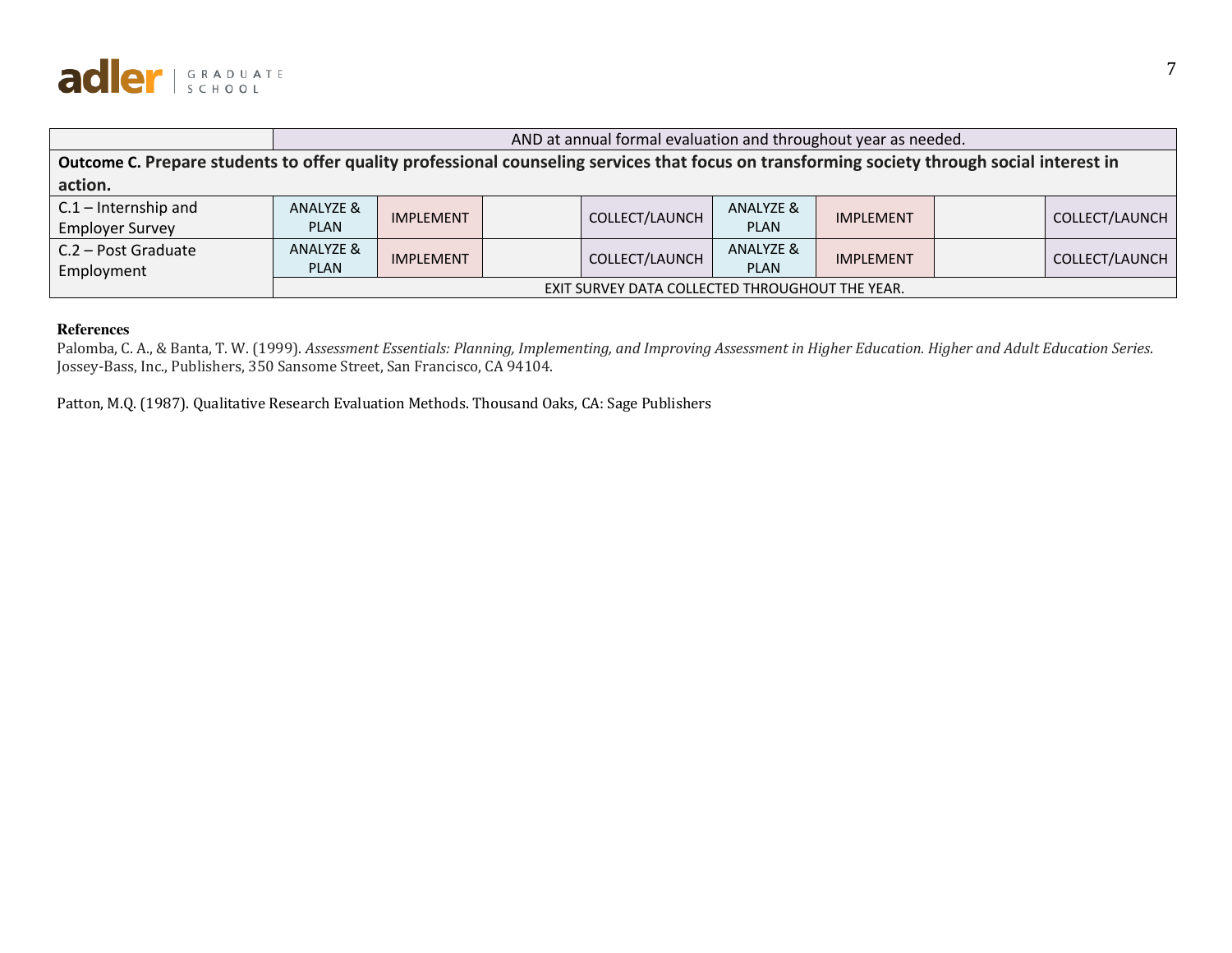| | | | | | | | | |
|---|---|---|---|---|---|---|---|---|
| | AND at annual formal evaluation and throughout year as needed. | | | | | | | |
| **Outcome C. Prepare students to offer quality professional counseling services that focus on transforming society through social interest in action.** | | | | | | | | |
| C.1 – Internship and Employer Survey | ANALYZE & PLAN | IMPLEMENT | | COLLECT/LAUNCH | ANALYZE & PLAN | IMPLEMENT | | COLLECT/LAUNCH |
| C.2 – Post Graduate Employment | ANALYZE & PLAN | IMPLEMENT | | COLLECT/LAUNCH | ANALYZE & PLAN | IMPLEMENT | | COLLECT/LAUNCH |
| | EXIT SURVEY DATA COLLECTED THROUGHOUT THE YEAR. | | | | | | | |

**References**

Palomba, C. A., & Banta, T. W. (1999). *Assessment Essentials: Planning, Implementing, and Improving Assessment in Higher Education. Higher and Adult Education Series*. Jossey-Bass, Inc., Publishers, 350 Sansome Street, San Francisco, CA 94104.

Patton, M.Q. (1987). Qualitative Research Evaluation Methods. Thousand Oaks, CA: Sage Publishers